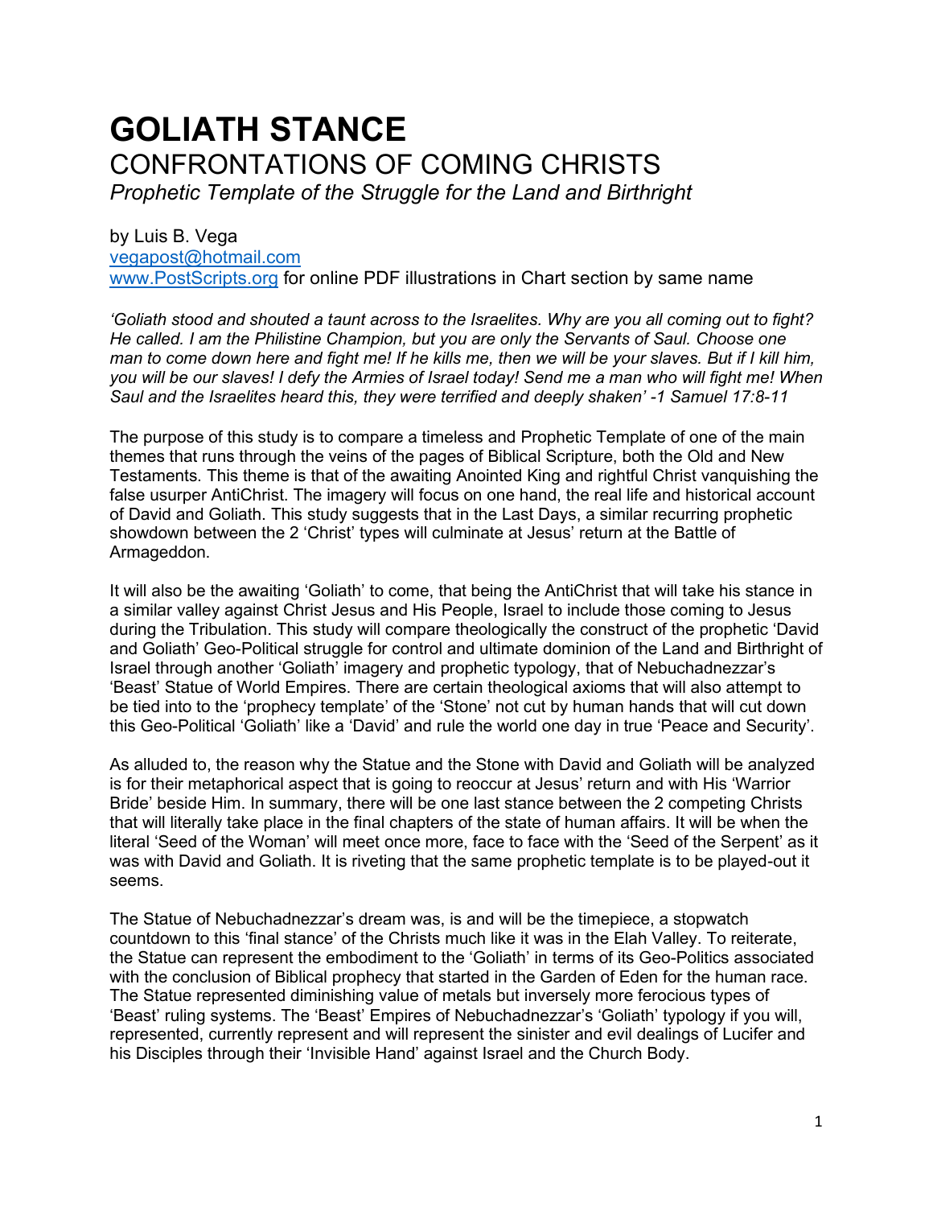# GOLIATH STANCE

## CONFRONTATIONS OF COMING CHRISTS

*Prophetic Template of the Struggle for the Land and Birthright*

by Luis B. Vega
vegapost@hotmail.com
www.PostScripts.org for online PDF illustrations in Chart section by same name

*'Goliath stood and shouted a taunt across to the Israelites. Why are you all coming out to fight? He called. I am the Philistine Champion, but you are only the Servants of Saul. Choose one man to come down here and fight me! If he kills me, then we will be your slaves. But if I kill him, you will be our slaves! I defy the Armies of Israel today! Send me a man who will fight me! When Saul and the Israelites heard this, they were terrified and deeply shaken' -1 Samuel 17:8-11*

The purpose of this study is to compare a timeless and Prophetic Template of one of the main themes that runs through the veins of the pages of Biblical Scripture, both the Old and New Testaments. This theme is that of the awaiting Anointed King and rightful Christ vanquishing the false usurper AntiChrist. The imagery will focus on one hand, the real life and historical account of David and Goliath. This study suggests that in the Last Days, a similar recurring prophetic showdown between the 2 'Christ' types will culminate at Jesus' return at the Battle of Armageddon.

It will also be the awaiting 'Goliath' to come, that being the AntiChrist that will take his stance in a similar valley against Christ Jesus and His People, Israel to include those coming to Jesus during the Tribulation. This study will compare theologically the construct of the prophetic 'David and Goliath' Geo-Political struggle for control and ultimate dominion of the Land and Birthright of Israel through another 'Goliath' imagery and prophetic typology, that of Nebuchadnezzar's 'Beast' Statue of World Empires. There are certain theological axioms that will also attempt to be tied into to the 'prophecy template' of the 'Stone' not cut by human hands that will cut down this Geo-Political 'Goliath' like a 'David' and rule the world one day in true 'Peace and Security'.

As alluded to, the reason why the Statue and the Stone with David and Goliath will be analyzed is for their metaphorical aspect that is going to reoccur at Jesus' return and with His 'Warrior Bride' beside Him. In summary, there will be one last stance between the 2 competing Christs that will literally take place in the final chapters of the state of human affairs. It will be when the literal 'Seed of the Woman' will meet once more, face to face with the 'Seed of the Serpent' as it was with David and Goliath. It is riveting that the same prophetic template is to be played-out it seems.

The Statue of Nebuchadnezzar's dream was, is and will be the timepiece, a stopwatch countdown to this 'final stance' of the Christs much like it was in the Elah Valley. To reiterate, the Statue can represent the embodiment to the 'Goliath' in terms of its Geo-Politics associated with the conclusion of Biblical prophecy that started in the Garden of Eden for the human race. The Statue represented diminishing value of metals but inversely more ferocious types of 'Beast' ruling systems. The 'Beast' Empires of Nebuchadnezzar's 'Goliath' typology if you will, represented, currently represent and will represent the sinister and evil dealings of Lucifer and his Disciples through their 'Invisible Hand' against Israel and the Church Body.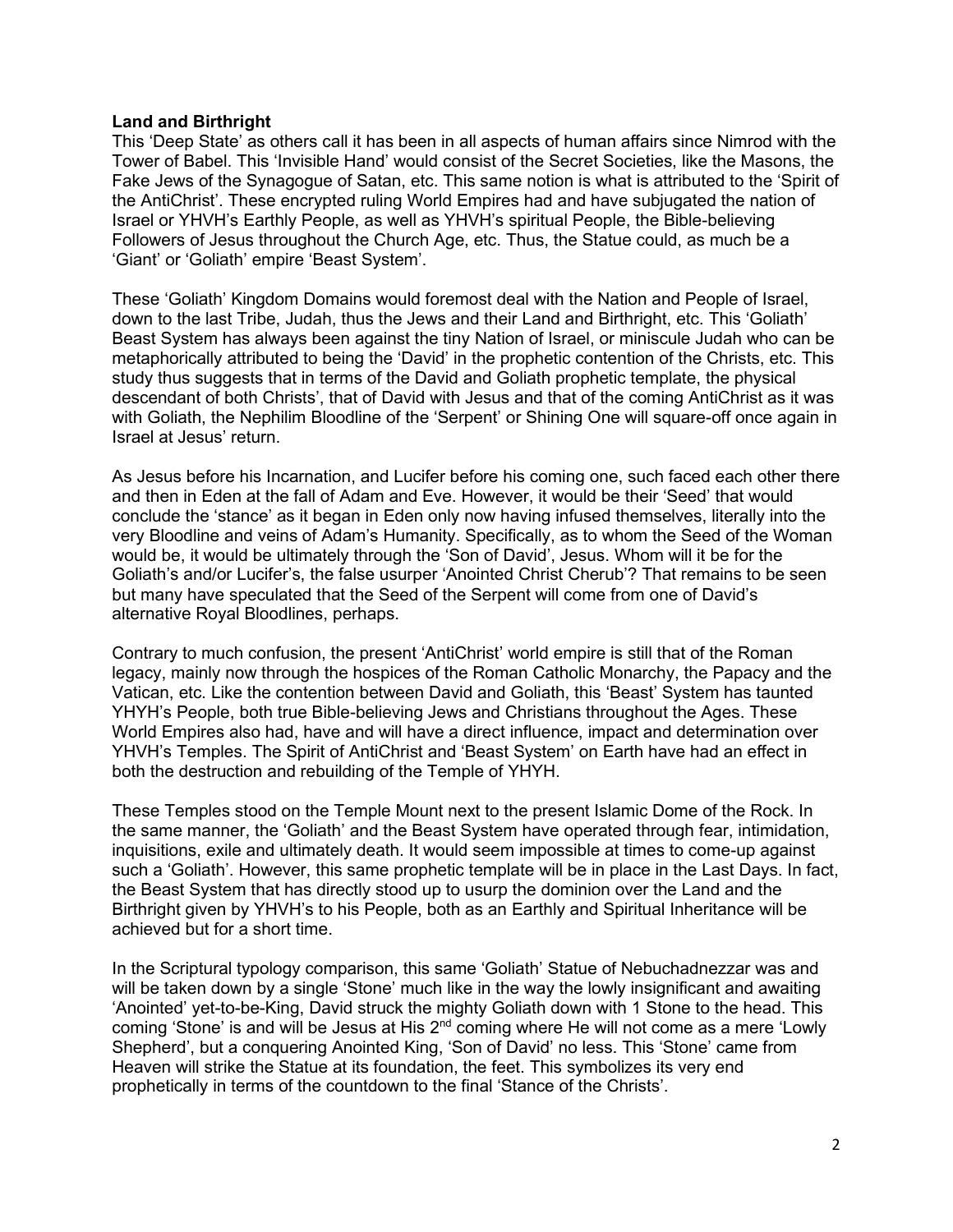**Land and Birthright**

This 'Deep State' as others call it has been in all aspects of human affairs since Nimrod with the Tower of Babel. This 'Invisible Hand' would consist of the Secret Societies, like the Masons, the Fake Jews of the Synagogue of Satan, etc. This same notion is what is attributed to the 'Spirit of the AntiChrist'. These encrypted ruling World Empires had and have subjugated the nation of Israel or YHVH's Earthly People, as well as YHVH's spiritual People, the Bible-believing Followers of Jesus throughout the Church Age, etc. Thus, the Statue could, as much be a 'Giant' or 'Goliath' empire 'Beast System'.

These 'Goliath' Kingdom Domains would foremost deal with the Nation and People of Israel, down to the last Tribe, Judah, thus the Jews and their Land and Birthright, etc. This 'Goliath' Beast System has always been against the tiny Nation of Israel, or miniscule Judah who can be metaphorically attributed to being the 'David' in the prophetic contention of the Christs, etc. This study thus suggests that in terms of the David and Goliath prophetic template, the physical descendant of both Christs', that of David with Jesus and that of the coming AntiChrist as it was with Goliath, the Nephilim Bloodline of the 'Serpent' or Shining One will square-off once again in Israel at Jesus' return.

As Jesus before his Incarnation, and Lucifer before his coming one, such faced each other there and then in Eden at the fall of Adam and Eve. However, it would be their 'Seed' that would conclude the 'stance' as it began in Eden only now having infused themselves, literally into the very Bloodline and veins of Adam's Humanity. Specifically, as to whom the Seed of the Woman would be, it would be ultimately through the 'Son of David', Jesus. Whom will it be for the Goliath's and/or Lucifer's, the false usurper 'Anointed Christ Cherub'? That remains to be seen but many have speculated that the Seed of the Serpent will come from one of David's alternative Royal Bloodlines, perhaps.

Contrary to much confusion, the present 'AntiChrist' world empire is still that of the Roman legacy, mainly now through the hospices of the Roman Catholic Monarchy, the Papacy and the Vatican, etc. Like the contention between David and Goliath, this 'Beast' System has taunted YHYH's People, both true Bible-believing Jews and Christians throughout the Ages. These World Empires also had, have and will have a direct influence, impact and determination over YHVH's Temples. The Spirit of AntiChrist and 'Beast System' on Earth have had an effect in both the destruction and rebuilding of the Temple of YHYH.

These Temples stood on the Temple Mount next to the present Islamic Dome of the Rock. In the same manner, the 'Goliath' and the Beast System have operated through fear, intimidation, inquisitions, exile and ultimately death. It would seem impossible at times to come-up against such a 'Goliath'. However, this same prophetic template will be in place in the Last Days. In fact, the Beast System that has directly stood up to usurp the dominion over the Land and the Birthright given by YHVH's to his People, both as an Earthly and Spiritual Inheritance will be achieved but for a short time.

In the Scriptural typology comparison, this same 'Goliath' Statue of Nebuchadnezzar was and will be taken down by a single 'Stone' much like in the way the lowly insignificant and awaiting 'Anointed' yet-to-be-King, David struck the mighty Goliath down with 1 Stone to the head. This coming 'Stone' is and will be Jesus at His 2nd coming where He will not come as a mere 'Lowly Shepherd', but a conquering Anointed King, 'Son of David' no less. This 'Stone' came from Heaven will strike the Statue at its foundation, the feet. This symbolizes its very end prophetically in terms of the countdown to the final 'Stance of the Christs'.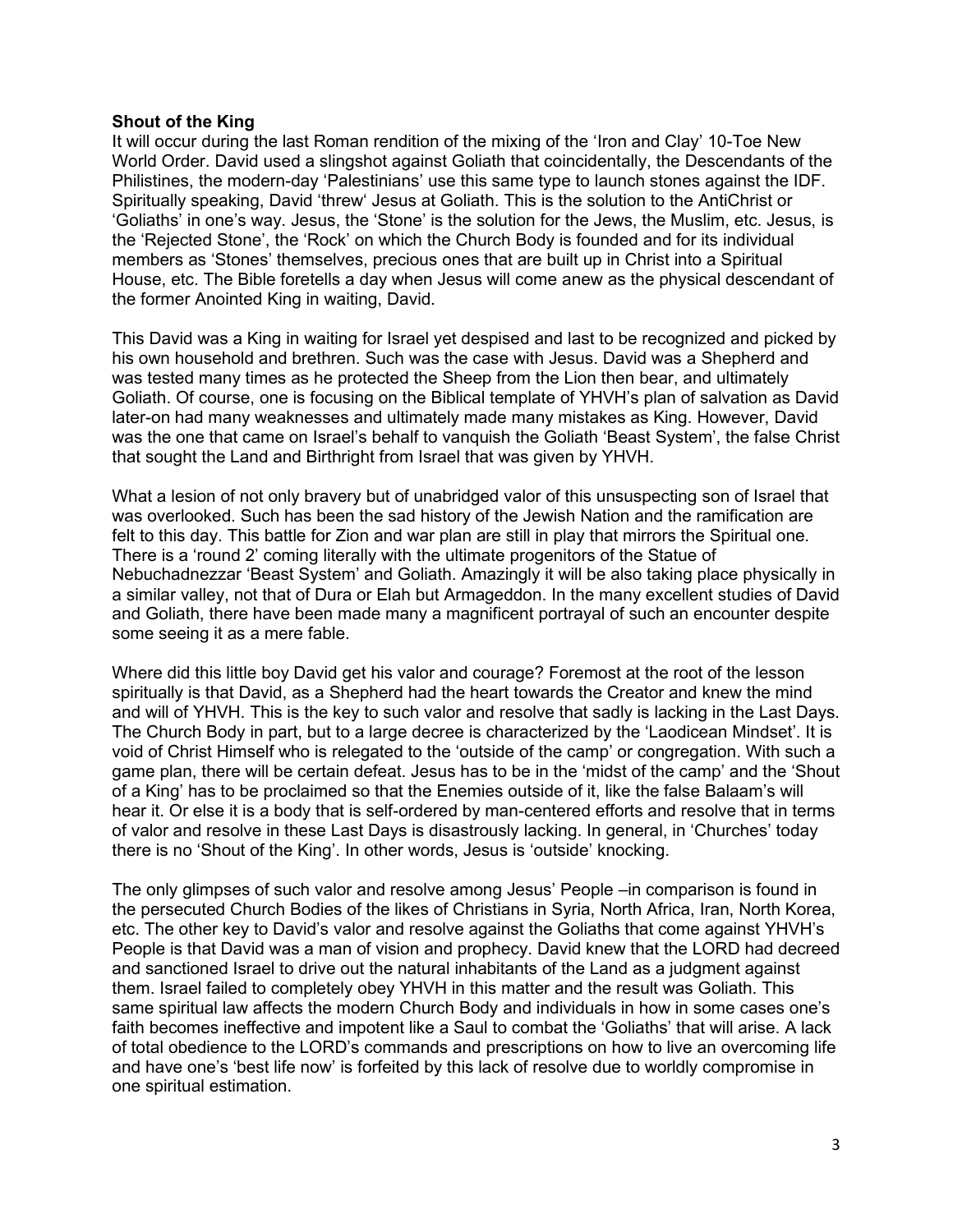**Shout of the King**

It will occur during the last Roman rendition of the mixing of the 'Iron and Clay' 10-Toe New World Order. David used a slingshot against Goliath that coincidentally, the Descendants of the Philistines, the modern-day 'Palestinians' use this same type to launch stones against the IDF. Spiritually speaking, David 'threw' Jesus at Goliath. This is the solution to the AntiChrist or 'Goliaths' in one's way. Jesus, the 'Stone' is the solution for the Jews, the Muslim, etc. Jesus, is the 'Rejected Stone', the 'Rock' on which the Church Body is founded and for its individual members as 'Stones' themselves, precious ones that are built up in Christ into a Spiritual House, etc. The Bible foretells a day when Jesus will come anew as the physical descendant of the former Anointed King in waiting, David.

This David was a King in waiting for Israel yet despised and last to be recognized and picked by his own household and brethren. Such was the case with Jesus. David was a Shepherd and was tested many times as he protected the Sheep from the Lion then bear, and ultimately Goliath. Of course, one is focusing on the Biblical template of YHVH's plan of salvation as David later-on had many weaknesses and ultimately made many mistakes as King. However, David was the one that came on Israel's behalf to vanquish the Goliath 'Beast System', the false Christ that sought the Land and Birthright from Israel that was given by YHVH.

What a lesion of not only bravery but of unabridged valor of this unsuspecting son of Israel that was overlooked. Such has been the sad history of the Jewish Nation and the ramification are felt to this day. This battle for Zion and war plan are still in play that mirrors the Spiritual one. There is a 'round 2' coming literally with the ultimate progenitors of the Statue of Nebuchadnezzar 'Beast System' and Goliath. Amazingly it will be also taking place physically in a similar valley, not that of Dura or Elah but Armageddon. In the many excellent studies of David and Goliath, there have been made many a magnificent portrayal of such an encounter despite some seeing it as a mere fable.

Where did this little boy David get his valor and courage? Foremost at the root of the lesson spiritually is that David, as a Shepherd had the heart towards the Creator and knew the mind and will of YHVH. This is the key to such valor and resolve that sadly is lacking in the Last Days. The Church Body in part, but to a large decree is characterized by the 'Laodicean Mindset'. It is void of Christ Himself who is relegated to the 'outside of the camp' or congregation. With such a game plan, there will be certain defeat. Jesus has to be in the 'midst of the camp' and the 'Shout of a King' has to be proclaimed so that the Enemies outside of it, like the false Balaam's will hear it. Or else it is a body that is self-ordered by man-centered efforts and resolve that in terms of valor and resolve in these Last Days is disastrously lacking. In general, in 'Churches' today there is no 'Shout of the King'. In other words, Jesus is 'outside' knocking.

The only glimpses of such valor and resolve among Jesus' People –in comparison is found in the persecuted Church Bodies of the likes of Christians in Syria, North Africa, Iran, North Korea, etc. The other key to David's valor and resolve against the Goliaths that come against YHVH's People is that David was a man of vision and prophecy. David knew that the LORD had decreed and sanctioned Israel to drive out the natural inhabitants of the Land as a judgment against them. Israel failed to completely obey YHVH in this matter and the result was Goliath. This same spiritual law affects the modern Church Body and individuals in how in some cases one's faith becomes ineffective and impotent like a Saul to combat the 'Goliaths' that will arise. A lack of total obedience to the LORD's commands and prescriptions on how to live an overcoming life and have one's 'best life now' is forfeited by this lack of resolve due to worldly compromise in one spiritual estimation.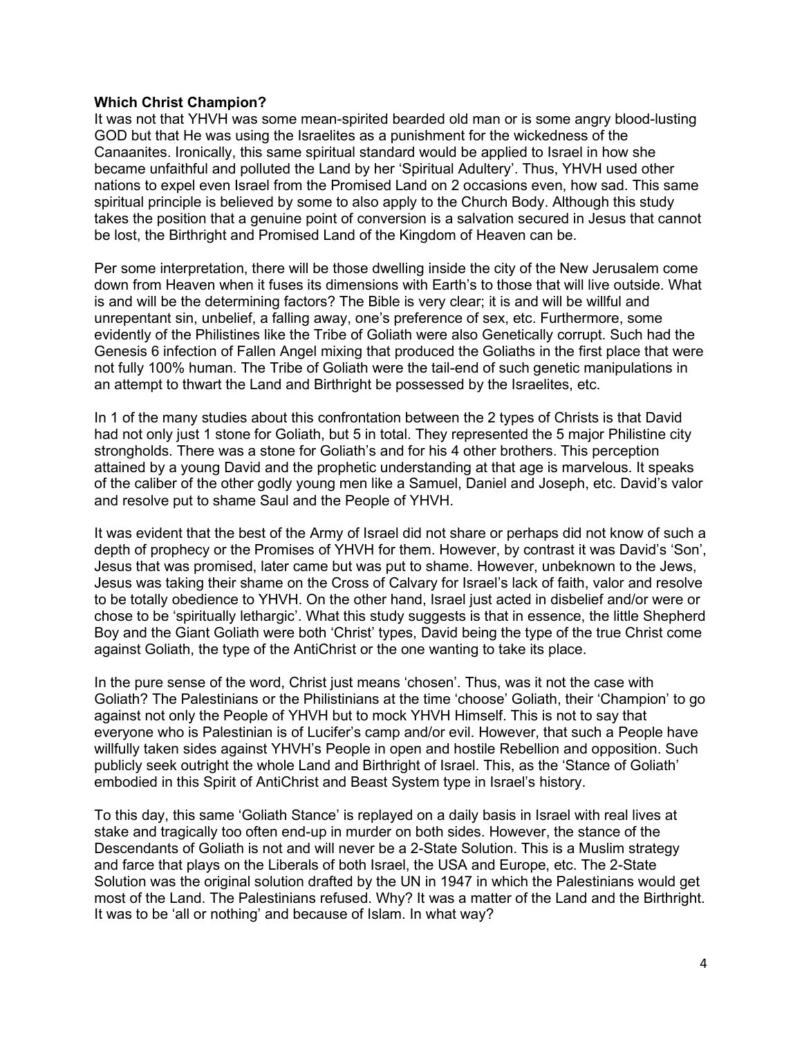**Which Christ Champion?**

It was not that YHVH was some mean-spirited bearded old man or is some angry blood-lusting GOD but that He was using the Israelites as a punishment for the wickedness of the Canaanites. Ironically, this same spiritual standard would be applied to Israel in how she became unfaithful and polluted the Land by her 'Spiritual Adultery'. Thus, YHVH used other nations to expel even Israel from the Promised Land on 2 occasions even, how sad. This same spiritual principle is believed by some to also apply to the Church Body. Although this study takes the position that a genuine point of conversion is a salvation secured in Jesus that cannot be lost, the Birthright and Promised Land of the Kingdom of Heaven can be.

Per some interpretation, there will be those dwelling inside the city of the New Jerusalem come down from Heaven when it fuses its dimensions with Earth's to those that will live outside. What is and will be the determining factors? The Bible is very clear; it is and will be willful and unrepentant sin, unbelief, a falling away, one's preference of sex, etc. Furthermore, some evidently of the Philistines like the Tribe of Goliath were also Genetically corrupt. Such had the Genesis 6 infection of Fallen Angel mixing that produced the Goliaths in the first place that were not fully 100% human. The Tribe of Goliath were the tail-end of such genetic manipulations in an attempt to thwart the Land and Birthright be possessed by the Israelites, etc.

In 1 of the many studies about this confrontation between the 2 types of Christs is that David had not only just 1 stone for Goliath, but 5 in total. They represented the 5 major Philistine city strongholds. There was a stone for Goliath's and for his 4 other brothers. This perception attained by a young David and the prophetic understanding at that age is marvelous. It speaks of the caliber of the other godly young men like a Samuel, Daniel and Joseph, etc. David's valor and resolve put to shame Saul and the People of YHVH.

It was evident that the best of the Army of Israel did not share or perhaps did not know of such a depth of prophecy or the Promises of YHVH for them. However, by contrast it was David's 'Son', Jesus that was promised, later came but was put to shame. However, unbeknown to the Jews, Jesus was taking their shame on the Cross of Calvary for Israel's lack of faith, valor and resolve to be totally obedience to YHVH. On the other hand, Israel just acted in disbelief and/or were or chose to be 'spiritually lethargic'. What this study suggests is that in essence, the little Shepherd Boy and the Giant Goliath were both 'Christ' types, David being the type of the true Christ come against Goliath, the type of the AntiChrist or the one wanting to take its place.

In the pure sense of the word, Christ just means 'chosen'. Thus, was it not the case with Goliath? The Palestinians or the Philistinians at the time 'choose' Goliath, their 'Champion' to go against not only the People of YHVH but to mock YHVH Himself. This is not to say that everyone who is Palestinian is of Lucifer's camp and/or evil. However, that such a People have willfully taken sides against YHVH's People in open and hostile Rebellion and opposition. Such publicly seek outright the whole Land and Birthright of Israel. This, as the 'Stance of Goliath' embodied in this Spirit of AntiChrist and Beast System type in Israel's history.

To this day, this same 'Goliath Stance' is replayed on a daily basis in Israel with real lives at stake and tragically too often end-up in murder on both sides. However, the stance of the Descendants of Goliath is not and will never be a 2-State Solution. This is a Muslim strategy and farce that plays on the Liberals of both Israel, the USA and Europe, etc. The 2-State Solution was the original solution drafted by the UN in 1947 in which the Palestinians would get most of the Land. The Palestinians refused. Why? It was a matter of the Land and the Birthright. It was to be 'all or nothing' and because of Islam. In what way?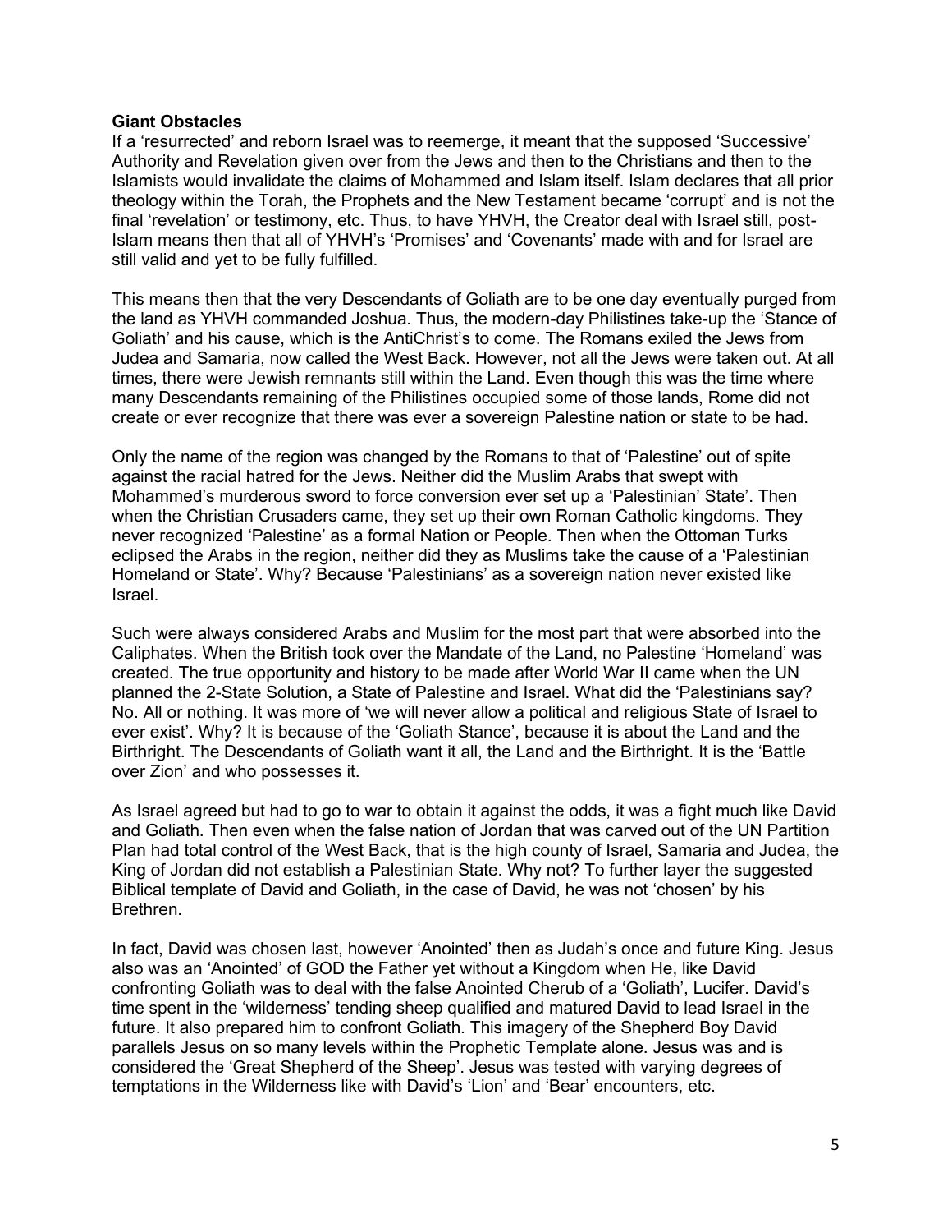**Giant Obstacles**

If a 'resurrected' and reborn Israel was to reemerge, it meant that the supposed 'Successive' Authority and Revelation given over from the Jews and then to the Christians and then to the Islamists would invalidate the claims of Mohammed and Islam itself. Islam declares that all prior theology within the Torah, the Prophets and the New Testament became 'corrupt' and is not the final 'revelation' or testimony, etc. Thus, to have YHVH, the Creator deal with Israel still, post-Islam means then that all of YHVH's 'Promises' and 'Covenants' made with and for Israel are still valid and yet to be fully fulfilled.

This means then that the very Descendants of Goliath are to be one day eventually purged from the land as YHVH commanded Joshua. Thus, the modern-day Philistines take-up the 'Stance of Goliath' and his cause, which is the AntiChrist's to come. The Romans exiled the Jews from Judea and Samaria, now called the West Back. However, not all the Jews were taken out. At all times, there were Jewish remnants still within the Land. Even though this was the time where many Descendants remaining of the Philistines occupied some of those lands, Rome did not create or ever recognize that there was ever a sovereign Palestine nation or state to be had.

Only the name of the region was changed by the Romans to that of 'Palestine' out of spite against the racial hatred for the Jews. Neither did the Muslim Arabs that swept with Mohammed's murderous sword to force conversion ever set up a 'Palestinian' State'. Then when the Christian Crusaders came, they set up their own Roman Catholic kingdoms. They never recognized 'Palestine' as a formal Nation or People. Then when the Ottoman Turks eclipsed the Arabs in the region, neither did they as Muslims take the cause of a 'Palestinian Homeland or State'. Why? Because 'Palestinians' as a sovereign nation never existed like Israel.

Such were always considered Arabs and Muslim for the most part that were absorbed into the Caliphates. When the British took over the Mandate of the Land, no Palestine 'Homeland' was created. The true opportunity and history to be made after World War II came when the UN planned the 2-State Solution, a State of Palestine and Israel. What did the 'Palestinians say? No. All or nothing. It was more of 'we will never allow a political and religious State of Israel to ever exist'. Why? It is because of the 'Goliath Stance', because it is about the Land and the Birthright. The Descendants of Goliath want it all, the Land and the Birthright. It is the 'Battle over Zion' and who possesses it.

As Israel agreed but had to go to war to obtain it against the odds, it was a fight much like David and Goliath. Then even when the false nation of Jordan that was carved out of the UN Partition Plan had total control of the West Back, that is the high county of Israel, Samaria and Judea, the King of Jordan did not establish a Palestinian State. Why not? To further layer the suggested Biblical template of David and Goliath, in the case of David, he was not 'chosen' by his Brethren.

In fact, David was chosen last, however 'Anointed' then as Judah's once and future King. Jesus also was an 'Anointed' of GOD the Father yet without a Kingdom when He, like David confronting Goliath was to deal with the false Anointed Cherub of a 'Goliath', Lucifer. David's time spent in the 'wilderness' tending sheep qualified and matured David to lead Israel in the future. It also prepared him to confront Goliath. This imagery of the Shepherd Boy David parallels Jesus on so many levels within the Prophetic Template alone. Jesus was and is considered the 'Great Shepherd of the Sheep'. Jesus was tested with varying degrees of temptations in the Wilderness like with David's 'Lion' and 'Bear' encounters, etc.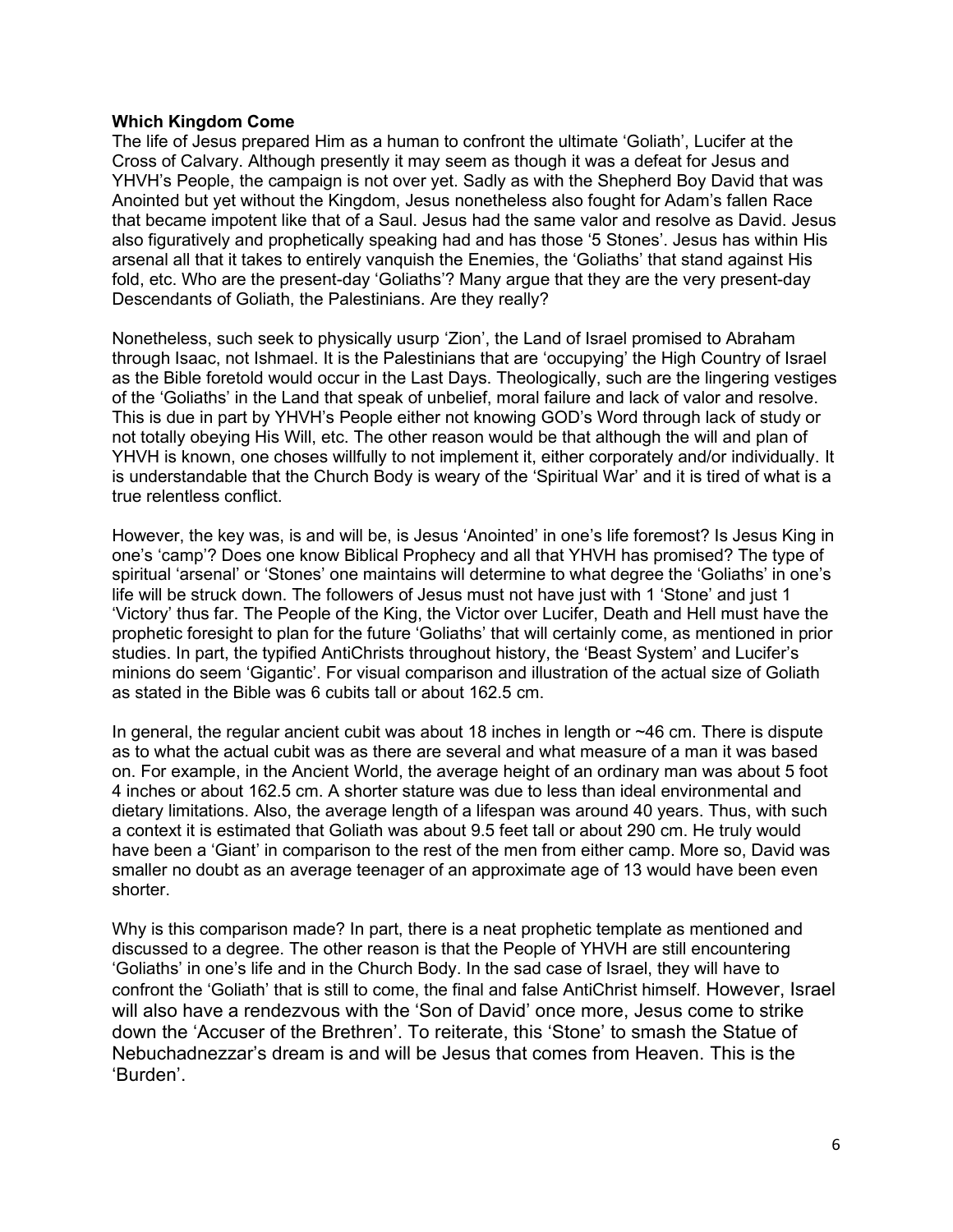**Which Kingdom Come**

The life of Jesus prepared Him as a human to confront the ultimate 'Goliath', Lucifer at the Cross of Calvary. Although presently it may seem as though it was a defeat for Jesus and YHVH's People, the campaign is not over yet. Sadly as with the Shepherd Boy David that was Anointed but yet without the Kingdom, Jesus nonetheless also fought for Adam's fallen Race that became impotent like that of a Saul. Jesus had the same valor and resolve as David. Jesus also figuratively and prophetically speaking had and has those '5 Stones'. Jesus has within His arsenal all that it takes to entirely vanquish the Enemies, the 'Goliaths' that stand against His fold, etc. Who are the present-day 'Goliaths'? Many argue that they are the very present-day Descendants of Goliath, the Palestinians. Are they really?

Nonetheless, such seek to physically usurp 'Zion', the Land of Israel promised to Abraham through Isaac, not Ishmael. It is the Palestinians that are 'occupying' the High Country of Israel as the Bible foretold would occur in the Last Days. Theologically, such are the lingering vestiges of the 'Goliaths' in the Land that speak of unbelief, moral failure and lack of valor and resolve. This is due in part by YHVH's People either not knowing GOD's Word through lack of study or not totally obeying His Will, etc. The other reason would be that although the will and plan of YHVH is known, one choses willfully to not implement it, either corporately and/or individually. It is understandable that the Church Body is weary of the 'Spiritual War' and it is tired of what is a true relentless conflict.

However, the key was, is and will be, is Jesus 'Anointed' in one's life foremost? Is Jesus King in one's 'camp'? Does one know Biblical Prophecy and all that YHVH has promised? The type of spiritual 'arsenal' or 'Stones' one maintains will determine to what degree the 'Goliaths' in one's life will be struck down. The followers of Jesus must not have just with 1 'Stone' and just 1 'Victory' thus far. The People of the King, the Victor over Lucifer, Death and Hell must have the prophetic foresight to plan for the future 'Goliaths' that will certainly come, as mentioned in prior studies. In part, the typified AntiChrists throughout history, the 'Beast System' and Lucifer's minions do seem 'Gigantic'. For visual comparison and illustration of the actual size of Goliath as stated in the Bible was 6 cubits tall or about 162.5 cm.

In general, the regular ancient cubit was about 18 inches in length or ~46 cm. There is dispute as to what the actual cubit was as there are several and what measure of a man it was based on. For example, in the Ancient World, the average height of an ordinary man was about 5 foot 4 inches or about 162.5 cm. A shorter stature was due to less than ideal environmental and dietary limitations. Also, the average length of a lifespan was around 40 years. Thus, with such a context it is estimated that Goliath was about 9.5 feet tall or about 290 cm. He truly would have been a 'Giant' in comparison to the rest of the men from either camp. More so, David was smaller no doubt as an average teenager of an approximate age of 13 would have been even shorter.

Why is this comparison made? In part, there is a neat prophetic template as mentioned and discussed to a degree. The other reason is that the People of YHVH are still encountering 'Goliaths' in one's life and in the Church Body. In the sad case of Israel, they will have to confront the 'Goliath' that is still to come, the final and false AntiChrist himself. However, Israel will also have a rendezvous with the 'Son of David' once more, Jesus come to strike down the 'Accuser of the Brethren'. To reiterate, this 'Stone' to smash the Statue of Nebuchadnezzar's dream is and will be Jesus that comes from Heaven. This is the 'Burden'.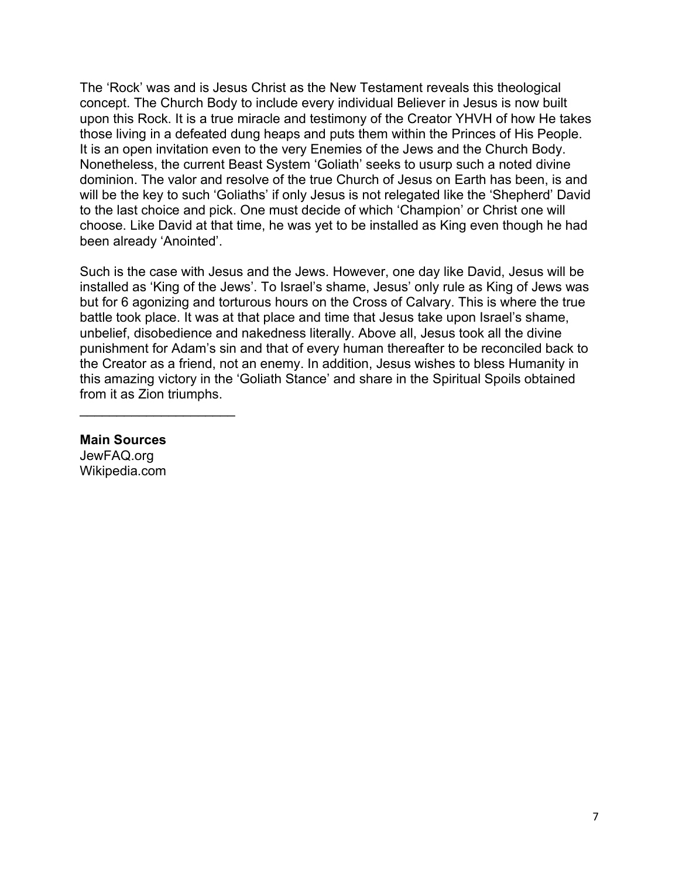The 'Rock' was and is Jesus Christ as the New Testament reveals this theological concept. The Church Body to include every individual Believer in Jesus is now built upon this Rock. It is a true miracle and testimony of the Creator YHVH of how He takes those living in a defeated dung heaps and puts them within the Princes of His People. It is an open invitation even to the very Enemies of the Jews and the Church Body. Nonetheless, the current Beast System 'Goliath' seeks to usurp such a noted divine dominion. The valor and resolve of the true Church of Jesus on Earth has been, is and will be the key to such 'Goliaths' if only Jesus is not relegated like the 'Shepherd' David to the last choice and pick. One must decide of which 'Champion' or Christ one will choose. Like David at that time, he was yet to be installed as King even though he had been already 'Anointed'.

Such is the case with Jesus and the Jews. However, one day like David, Jesus will be installed as 'King of the Jews'. To Israel's shame, Jesus' only rule as King of Jews was but for 6 agonizing and torturous hours on the Cross of Calvary. This is where the true battle took place. It was at that place and time that Jesus take upon Israel's shame, unbelief, disobedience and nakedness literally. Above all, Jesus took all the divine punishment for Adam's sin and that of every human thereafter to be reconciled back to the Creator as a friend, not an enemy. In addition, Jesus wishes to bless Humanity in this amazing victory in the 'Goliath Stance' and share in the Spiritual Spoils obtained from it as Zion triumphs.

_____________________

**Main Sources**
JewFAQ.org
Wikipedia.com